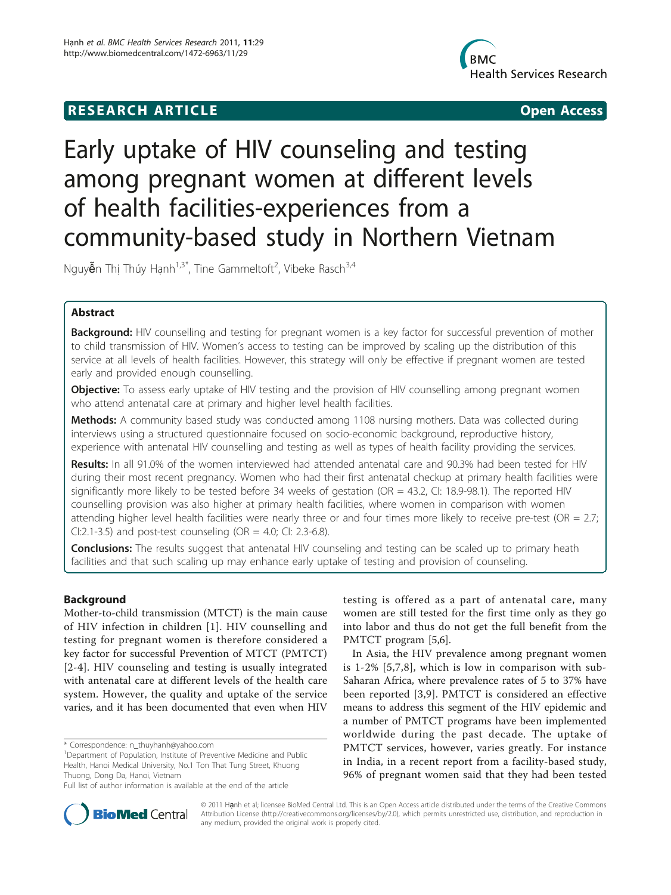# RESEARCH ARTICLE

**Open Access**

# Early uptake of HIV counseling and testing among pregnant women at different levels of health facilities-experiences from a community-based study in Northern Vietnam

Nguyễn Thị Thúy Hạnh[1,3*], Tine Gammeltoft[2], Vibeke Rasch[3,4]

## Abstract

**Background:** HIV counselling and testing for pregnant women is a key factor for successful prevention of mother to child transmission of HIV. Women's access to testing can be improved by scaling up the distribution of this service at all levels of health facilities. However, this strategy will only be effective if pregnant women are tested early and provided enough counselling.

**Objective:** To assess early uptake of HIV testing and the provision of HIV counselling among pregnant women who attend antenatal care at primary and higher level health facilities.

**Methods:** A community based study was conducted among 1108 nursing mothers. Data was collected during interviews using a structured questionnaire focused on socio-economic background, reproductive history, experience with antenatal HIV counselling and testing as well as types of health facility providing the services.

**Results:** In all 91.0% of the women interviewed had attended antenatal care and 90.3% had been tested for HIV during their most recent pregnancy. Women who had their first antenatal checkup at primary health facilities were significantly more likely to be tested before 34 weeks of gestation (OR = 43.2, CI: 18.9-98.1). The reported HIV counselling provision was also higher at primary health facilities, where women in comparison with women attending higher level health facilities were nearly three or and four times more likely to receive pre-test (OR = 2.7; CI:2.1-3.5) and post-test counseling (OR = 4.0; CI: 2.3-6.8).

**Conclusions:** The results suggest that antenatal HIV counseling and testing can be scaled up to primary heath facilities and that such scaling up may enhance early uptake of testing and provision of counseling.

## Background

Mother-to-child transmission (MTCT) is the main cause of HIV infection in children [1]. HIV counselling and testing for pregnant women is therefore considered a key factor for successful Prevention of MTCT (PMTCT) [2-4]. HIV counseling and testing is usually integrated with antenatal care at different levels of the health care system. However, the quality and uptake of the service varies, and it has been documented that even when HIV testing is offered as a part of antenatal care, many women are still tested for the first time only as they go into labor and thus do not get the full benefit from the PMTCT program [5,6].

In Asia, the HIV prevalence among pregnant women is 1-2% [5,7,8], which is low in comparison with sub-Saharan Africa, where prevalence rates of 5 to 37% have been reported [3,9]. PMTCT is considered an effective means to address this segment of the HIV epidemic and a number of PMTCT programs have been implemented worldwide during the past decade. The uptake of PMTCT services, however, varies greatly. For instance in India, in a recent report from a facility-based study, 96% of pregnant women said that they had been tested

\* Correspondence: n_thuyhanh@yahoo.com

[1]Department of Population, Institute of Preventive Medicine and Public Health, Hanoi Medical University, No.1 Ton That Tung Street, Khuong Thuong, Dong Da, Hanoi, Vietnam

Full list of author information is available at the end of the article

© 2011 Hạnh et al; licensee BioMed Central Ltd. This is an Open Access article distributed under the terms of the Creative Commons Attribution License (http://creativecommons.org/licenses/by/2.0), which permits unrestricted use, distribution, and reproduction in any medium, provided the original work is properly cited.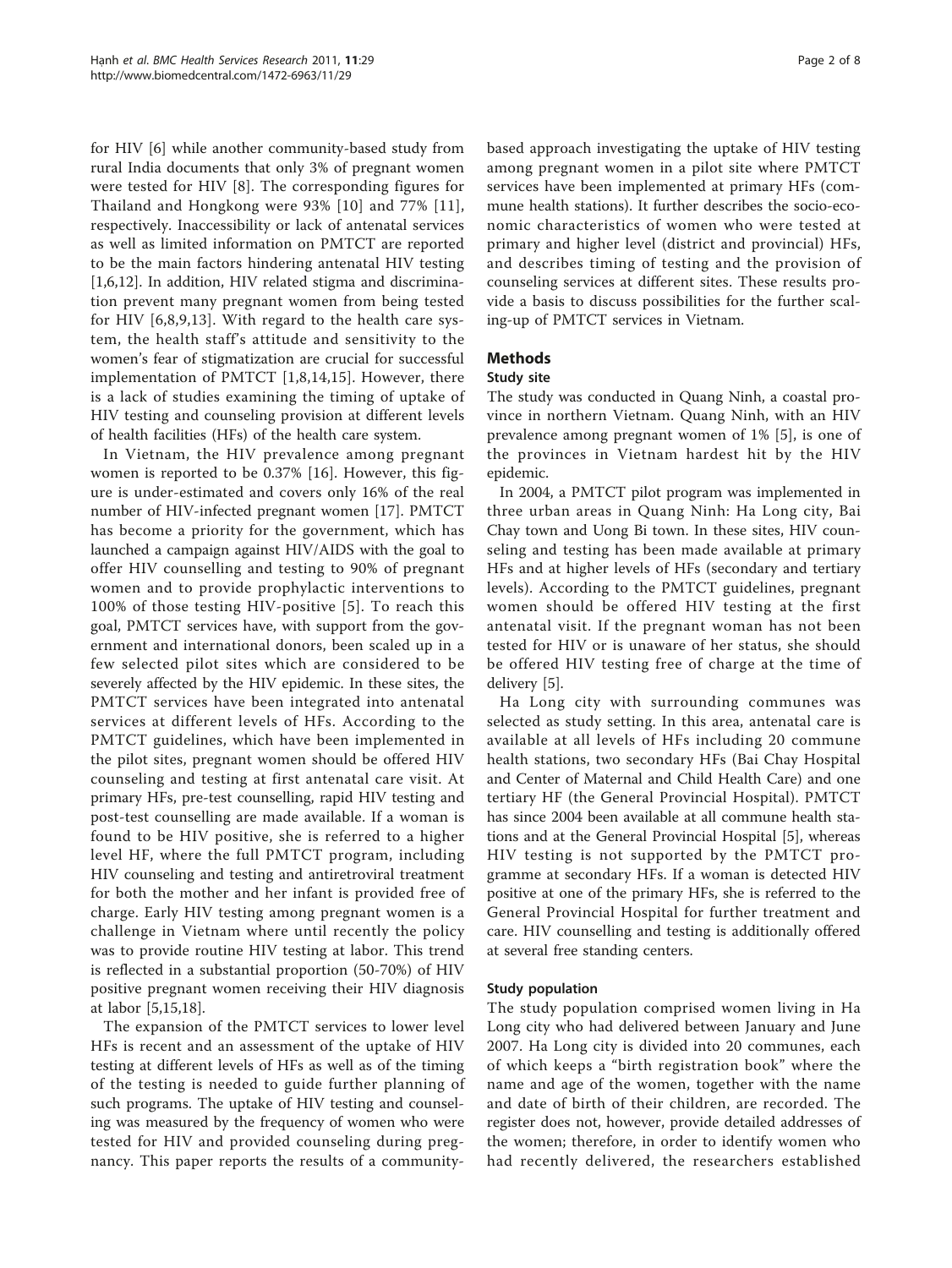for HIV [6] while another community-based study from rural India documents that only 3% of pregnant women were tested for HIV [8]. The corresponding figures for Thailand and Hongkong were 93% [10] and 77% [11], respectively. Inaccessibility or lack of antenatal services as well as limited information on PMTCT are reported to be the main factors hindering antenatal HIV testing [1,6,12]. In addition, HIV related stigma and discrimination prevent many pregnant women from being tested for HIV [6,8,9,13]. With regard to the health care system, the health staff's attitude and sensitivity to the women's fear of stigmatization are crucial for successful implementation of PMTCT [1,8,14,15]. However, there is a lack of studies examining the timing of uptake of HIV testing and counseling provision at different levels of health facilities (HFs) of the health care system.

In Vietnam, the HIV prevalence among pregnant women is reported to be 0.37% [16]. However, this figure is under-estimated and covers only 16% of the real number of HIV-infected pregnant women [17]. PMTCT has become a priority for the government, which has launched a campaign against HIV/AIDS with the goal to offer HIV counselling and testing to 90% of pregnant women and to provide prophylactic interventions to 100% of those testing HIV-positive [5]. To reach this goal, PMTCT services have, with support from the government and international donors, been scaled up in a few selected pilot sites which are considered to be severely affected by the HIV epidemic. In these sites, the PMTCT services have been integrated into antenatal services at different levels of HFs. According to the PMTCT guidelines, which have been implemented in the pilot sites, pregnant women should be offered HIV counseling and testing at first antenatal care visit. At primary HFs, pre-test counselling, rapid HIV testing and post-test counselling are made available. If a woman is found to be HIV positive, she is referred to a higher level HF, where the full PMTCT program, including HIV counseling and testing and antiretroviral treatment for both the mother and her infant is provided free of charge. Early HIV testing among pregnant women is a challenge in Vietnam where until recently the policy was to provide routine HIV testing at labor. This trend is reflected in a substantial proportion (50-70%) of HIV positive pregnant women receiving their HIV diagnosis at labor [5,15,18].

The expansion of the PMTCT services to lower level HFs is recent and an assessment of the uptake of HIV testing at different levels of HFs as well as of the timing of the testing is needed to guide further planning of such programs. The uptake of HIV testing and counseling was measured by the frequency of women who were tested for HIV and provided counseling during pregnancy. This paper reports the results of a community-based approach investigating the uptake of HIV testing among pregnant women in a pilot site where PMTCT services have been implemented at primary HFs (commune health stations). It further describes the socio-economic characteristics of women who were tested at primary and higher level (district and provincial) HFs, and describes timing of testing and the provision of counseling services at different sites. These results provide a basis to discuss possibilities for the further scaling-up of PMTCT services in Vietnam.

## Methods

### Study site

The study was conducted in Quang Ninh, a coastal province in northern Vietnam. Quang Ninh, with an HIV prevalence among pregnant women of 1% [5], is one of the provinces in Vietnam hardest hit by the HIV epidemic.

In 2004, a PMTCT pilot program was implemented in three urban areas in Quang Ninh: Ha Long city, Bai Chay town and Uong Bi town. In these sites, HIV counseling and testing has been made available at primary HFs and at higher levels of HFs (secondary and tertiary levels). According to the PMTCT guidelines, pregnant women should be offered HIV testing at the first antenatal visit. If the pregnant woman has not been tested for HIV or is unaware of her status, she should be offered HIV testing free of charge at the time of delivery [5].

Ha Long city with surrounding communes was selected as study setting. In this area, antenatal care is available at all levels of HFs including 20 commune health stations, two secondary HFs (Bai Chay Hospital and Center of Maternal and Child Health Care) and one tertiary HF (the General Provincial Hospital). PMTCT has since 2004 been available at all commune health stations and at the General Provincial Hospital [5], whereas HIV testing is not supported by the PMTCT programme at secondary HFs. If a woman is detected HIV positive at one of the primary HFs, she is referred to the General Provincial Hospital for further treatment and care. HIV counselling and testing is additionally offered at several free standing centers.

### Study population

The study population comprised women living in Ha Long city who had delivered between January and June 2007. Ha Long city is divided into 20 communes, each of which keeps a "birth registration book" where the name and age of the women, together with the name and date of birth of their children, are recorded. The register does not, however, provide detailed addresses of the women; therefore, in order to identify women who had recently delivered, the researchers established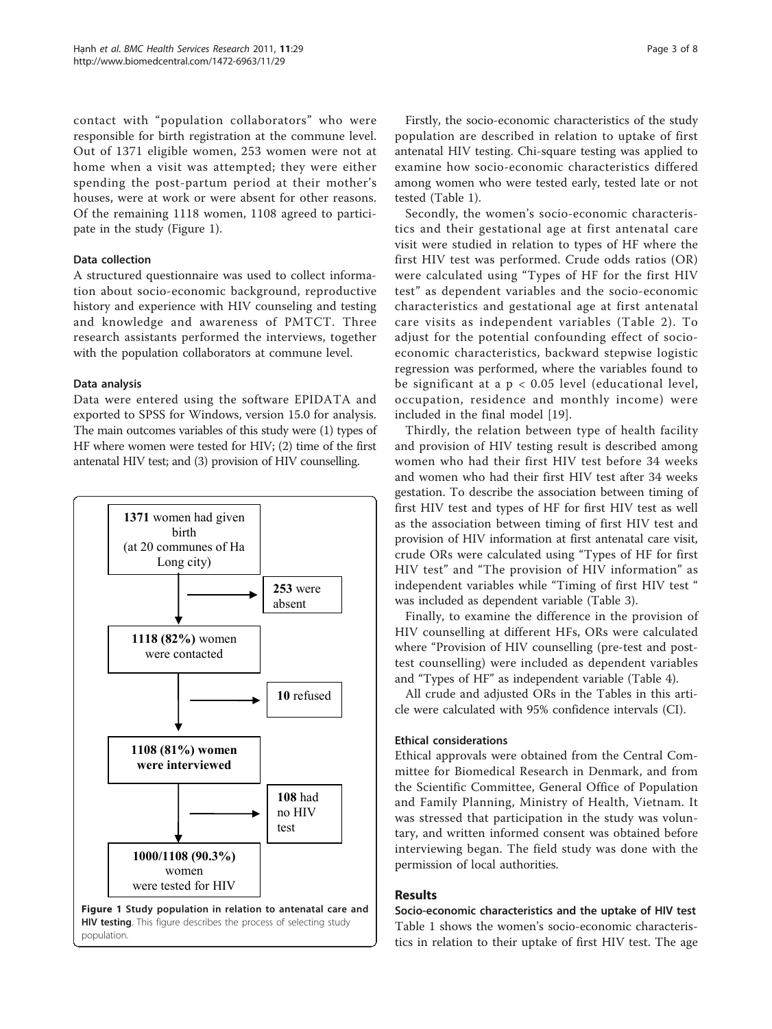contact with "population collaborators" who were responsible for birth registration at the commune level. Out of 1371 eligible women, 253 women were not at home when a visit was attempted; they were either spending the post-partum period at their mother's houses, were at work or were absent for other reasons. Of the remaining 1118 women, 1108 agreed to participate in the study (Figure 1).

### Data collection

A structured questionnaire was used to collect information about socio-economic background, reproductive history and experience with HIV counseling and testing and knowledge and awareness of PMTCT. Three research assistants performed the interviews, together with the population collaborators at commune level.

### Data analysis

Data were entered using the software EPIDATA and exported to SPSS for Windows, version 15.0 for analysis. The main outcomes variables of this study were (1) types of HF where women were tested for HIV; (2) time of the first antenatal HIV test; and (3) provision of HIV counselling.

**1371** women had given birth (at 20 communes of Ha Long city)

→ **253** were absent

**1118 (82%)** women were contacted

→ **10** refused

**1108 (81%) women were interviewed**

→ **108** had no HIV test

**1000/1108 (90.3%)** women were tested for HIV

**Figure 1 Study population in relation to antenatal care and HIV testing**. This figure describes the process of selecting study population.

Firstly, the socio-economic characteristics of the study population are described in relation to uptake of first antenatal HIV testing. Chi-square testing was applied to examine how socio-economic characteristics differed among women who were tested early, tested late or not tested (Table 1).

Secondly, the women's socio-economic characteristics and their gestational age at first antenatal care visit were studied in relation to types of HF where the first HIV test was performed. Crude odds ratios (OR) were calculated using "Types of HF for the first HIV test" as dependent variables and the socio-economic characteristics and gestational age at first antenatal care visits as independent variables (Table 2). To adjust for the potential confounding effect of socio-economic characteristics, backward stepwise logistic regression was performed, where the variables found to be significant at a $p < 0.05$ level (educational level, occupation, residence and monthly income) were included in the final model [19].

Thirdly, the relation between type of health facility and provision of HIV testing result is described among women who had their first HIV test before 34 weeks and women who had their first HIV test after 34 weeks gestation. To describe the association between timing of first HIV test and types of HF for first HIV test as well as the association between timing of first HIV test and provision of HIV information at first antenatal care visit, crude ORs were calculated using "Types of HF for first HIV test" and "The provision of HIV information" as independent variables while "Timing of first HIV test " was included as dependent variable (Table 3).

Finally, to examine the difference in the provision of HIV counselling at different HFs, ORs were calculated where "Provision of HIV counselling (pre-test and post-test counselling) were included as dependent variables and "Types of HF" as independent variable (Table 4).

All crude and adjusted ORs in the Tables in this article were calculated with 95% confidence intervals (CI).

### Ethical considerations

Ethical approvals were obtained from the Central Committee for Biomedical Research in Denmark, and from the Scientific Committee, General Office of Population and Family Planning, Ministry of Health, Vietnam. It was stressed that participation in the study was voluntary, and written informed consent was obtained before interviewing began. The field study was done with the permission of local authorities.

## Results

### Socio-economic characteristics and the uptake of HIV test

Table 1 shows the women's socio-economic characteristics in relation to their uptake of first HIV test. The age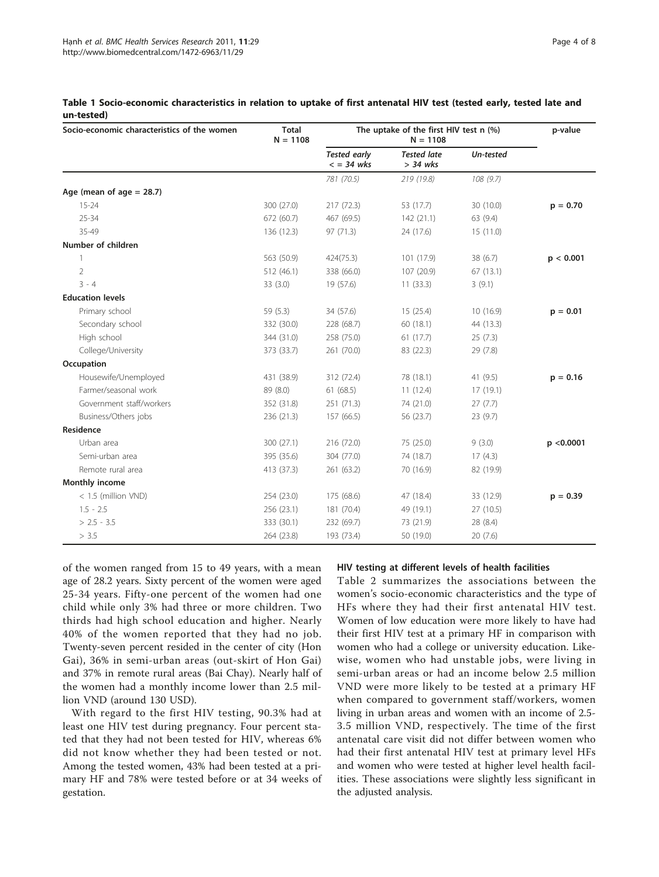**Table 1 Socio-economic characteristics in relation to uptake of first antenatal HIV test (tested early, tested late and un-tested)**

| Socio-economic characteristics of the women | Total N = 1108 | The uptake of the first HIV test n (%) N = 1108 | | | p-value |
|---|---|---|---|---|---|
| | | *Tested early < = 34 wks* | *Tested late > 34 wks* | *Un-tested* | |
| | | *781 (70.5)* | *219 (19.8)* | *108 (9.7)* | |
| **Age (mean of age = 28.7)** | | | | | |
| 15-24 | 300 (27.0) | 217 (72.3) | 53 (17.7) | 30 (10.0) | **p = 0.70** |
| 25-34 | 672 (60.7) | 467 (69.5) | 142 (21.1) | 63 (9.4) | |
| 35-49 | 136 (12.3) | 97 (71.3) | 24 (17.6) | 15 (11.0) | |
| **Number of children** | | | | | |
| 1 | 563 (50.9) | 424(75.3) | 101 (17.9) | 38 (6.7) | **p < 0.001** |
| 2 | 512 (46.1) | 338 (66.0) | 107 (20.9) | 67 (13.1) | |
| 3 - 4 | 33 (3.0) | 19 (57.6) | 11 (33.3) | 3 (9.1) | |
| **Education levels** | | | | | |
| Primary school | 59 (5.3) | 34 (57.6) | 15 (25.4) | 10 (16.9) | **p = 0.01** |
| Secondary school | 332 (30.0) | 228 (68.7) | 60 (18.1) | 44 (13.3) | |
| High school | 344 (31.0) | 258 (75.0) | 61 (17.7) | 25 (7.3) | |
| College/University | 373 (33.7) | 261 (70.0) | 83 (22.3) | 29 (7.8) | |
| **Occupation** | | | | | |
| Housewife/Unemployed | 431 (38.9) | 312 (72.4) | 78 (18.1) | 41 (9.5) | **p = 0.16** |
| Farmer/seasonal work | 89 (8.0) | 61 (68.5) | 11 (12.4) | 17 (19.1) | |
| Government staff/workers | 352 (31.8) | 251 (71.3) | 74 (21.0) | 27 (7.7) | |
| Business/Others jobs | 236 (21.3) | 157 (66.5) | 56 (23.7) | 23 (9.7) | |
| **Residence** | | | | | |
| Urban area | 300 (27.1) | 216 (72.0) | 75 (25.0) | 9 (3.0) | **p <0.0001** |
| Semi-urban area | 395 (35.6) | 304 (77.0) | 74 (18.7) | 17 (4.3) | |
| Remote rural area | 413 (37.3) | 261 (63.2) | 70 (16.9) | 82 (19.9) | |
| **Monthly income** | | | | | |
| < 1.5 (million VND) | 254 (23.0) | 175 (68.6) | 47 (18.4) | 33 (12.9) | **p = 0.39** |
| 1.5 - 2.5 | 256 (23.1) | 181 (70.4) | 49 (19.1) | 27 (10.5) | |
| > 2.5 - 3.5 | 333 (30.1) | 232 (69.7) | 73 (21.9) | 28 (8.4) | |
| > 3.5 | 264 (23.8) | 193 (73.4) | 50 (19.0) | 20 (7.6) | |

of the women ranged from 15 to 49 years, with a mean age of 28.2 years. Sixty percent of the women were aged 25-34 years. Fifty-one percent of the women had one child while only 3% had three or more children. Two thirds had high school education and higher. Nearly 40% of the women reported that they had no job. Twenty-seven percent resided in the center of city (Hon Gai), 36% in semi-urban areas (out-skirt of Hon Gai) and 37% in remote rural areas (Bai Chay). Nearly half of the women had a monthly income lower than 2.5 million VND (around 130 USD).

With regard to the first HIV testing, 90.3% had at least one HIV test during pregnancy. Four percent stated that they had not been tested for HIV, whereas 6% did not know whether they had been tested or not. Among the tested women, 43% had been tested at a primary HF and 78% were tested before or at 34 weeks of gestation.

### HIV testing at different levels of health facilities

Table 2 summarizes the associations between the women's socio-economic characteristics and the type of HFs where they had their first antenatal HIV test. Women of low education were more likely to have had their first HIV test at a primary HF in comparison with women who had a college or university education. Likewise, women who had unstable jobs, were living in semi-urban areas or had an income below 2.5 million VND were more likely to be tested at a primary HF when compared to government staff/workers, women living in urban areas and women with an income of 2.5-3.5 million VND, respectively. The time of the first antenatal care visit did not differ between women who had their first antenatal HIV test at primary level HFs and women who were tested at higher level health facilities. These associations were slightly less significant in the adjusted analysis.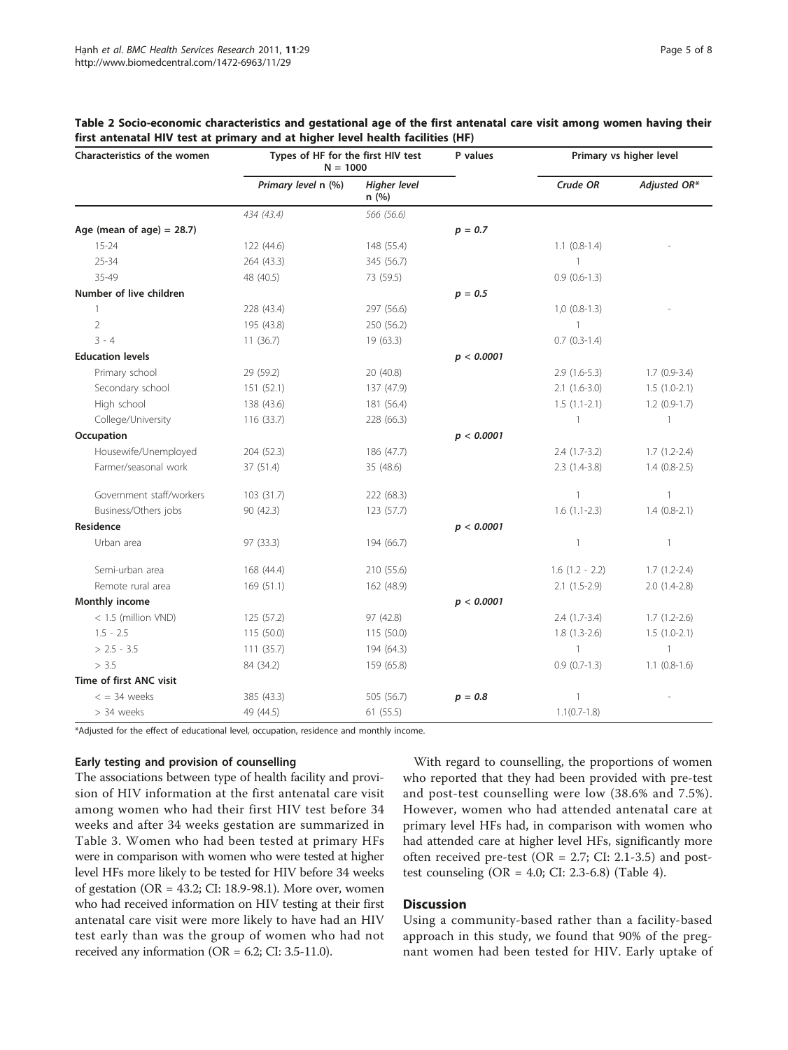**Table 2 Socio-economic characteristics and gestational age of the first antenatal care visit among women having their first antenatal HIV test at primary and at higher level health facilities (HF)**

| Characteristics of the women | Types of HF for the first HIV test N = 1000 | | P values | Primary vs higher level | |
|---|---|---|---|---|---|
| | *Primary level* n (%) | *Higher level* n (%) | | *Crude OR* | *Adjusted OR\** |
| | *434 (43.4)* | *566 (56.6)* | | | |
| **Age (mean of age) = 28.7)** | | | *p = 0.7* | | |
| 15-24 | 122 (44.6) | 148 (55.4) | | 1.1 (0.8-1.4) | - |
| 25-34 | 264 (43.3) | 345 (56.7) | | 1 | |
| 35-49 | 48 (40.5) | 73 (59.5) | | 0.9 (0.6-1.3) | |
| **Number of live children** | | | *p = 0.5* | | |
| 1 | 228 (43.4) | 297 (56.6) | | 1,0 (0.8-1.3) | - |
| 2 | 195 (43.8) | 250 (56.2) | | 1 | |
| 3 - 4 | 11 (36.7) | 19 (63.3) | | 0.7 (0.3-1.4) | |
| **Education levels** | | | *p < 0.0001* | | |
| Primary school | 29 (59.2) | 20 (40.8) | | 2.9 (1.6-5.3) | 1.7 (0.9-3.4) |
| Secondary school | 151 (52.1) | 137 (47.9) | | 2.1 (1.6-3.0) | 1.5 (1.0-2.1) |
| High school | 138 (43.6) | 181 (56.4) | | 1.5 (1.1-2.1) | 1.2 (0.9-1.7) |
| College/University | 116 (33.7) | 228 (66.3) | | 1 | 1 |
| **Occupation** | | | *p < 0.0001* | | |
| Housewife/Unemployed | 204 (52.3) | 186 (47.7) | | 2.4 (1.7-3.2) | 1.7 (1.2-2.4) |
| Farmer/seasonal work | 37 (51.4) | 35 (48.6) | | 2.3 (1.4-3.8) | 1.4 (0.8-2.5) |
| Government staff/workers | 103 (31.7) | 222 (68.3) | | 1 | 1 |
| Business/Others jobs | 90 (42.3) | 123 (57.7) | | 1.6 (1.1-2.3) | 1.4 (0.8-2.1) |
| **Residence** | | | *p < 0.0001* | | |
| Urban area | 97 (33.3) | 194 (66.7) | | 1 | 1 |
| Semi-urban area | 168 (44.4) | 210 (55.6) | | 1.6 (1.2 - 2.2) | 1.7 (1.2-2.4) |
| Remote rural area | 169 (51.1) | 162 (48.9) | | 2.1 (1.5-2.9) | 2.0 (1.4-2.8) |
| **Monthly income** | | | *p < 0.0001* | | |
| < 1.5 (million VND) | 125 (57.2) | 97 (42.8) | | 2.4 (1.7-3.4) | 1.7 (1.2-2.6) |
| 1.5 - 2.5 | 115 (50.0) | 115 (50.0) | | 1.8 (1.3-2.6) | 1.5 (1.0-2.1) |
| > 2.5 - 3.5 | 111 (35.7) | 194 (64.3) | | 1 | 1 |
| > 3.5 | 84 (34.2) | 159 (65.8) | | 0.9 (0.7-1.3) | 1.1 (0.8-1.6) |
| **Time of first ANC visit** | | | | | |
| < = 34 weeks | 385 (43.3) | 505 (56.7) | *p = 0.8* | 1 | - |
| > 34 weeks | 49 (44.5) | 61 (55.5) | | 1.1(0.7-1.8) | |

\*Adjusted for the effect of educational level, occupation, residence and monthly income.

#### Early testing and provision of counselling

The associations between type of health facility and provision of HIV information at the first antenatal care visit among women who had their first HIV test before 34 weeks and after 34 weeks gestation are summarized in Table 3. Women who had been tested at primary HFs were in comparison with women who were tested at higher level HFs more likely to be tested for HIV before 34 weeks of gestation (OR = 43.2; CI: 18.9-98.1). More over, women who had received information on HIV testing at their first antenatal care visit were more likely to have had an HIV test early than was the group of women who had not received any information (OR = 6.2; CI: 3.5-11.0).

With regard to counselling, the proportions of women who reported that they had been provided with pre-test and post-test counselling were low (38.6% and 7.5%). However, women who had attended antenatal care at primary level HFs had, in comparison with women who had attended care at higher level HFs, significantly more often received pre-test (OR = 2.7; CI: 2.1-3.5) and post-test counseling (OR = 4.0; CI: 2.3-6.8) (Table 4).

## Discussion

Using a community-based rather than a facility-based approach in this study, we found that 90% of the pregnant women had been tested for HIV. Early uptake of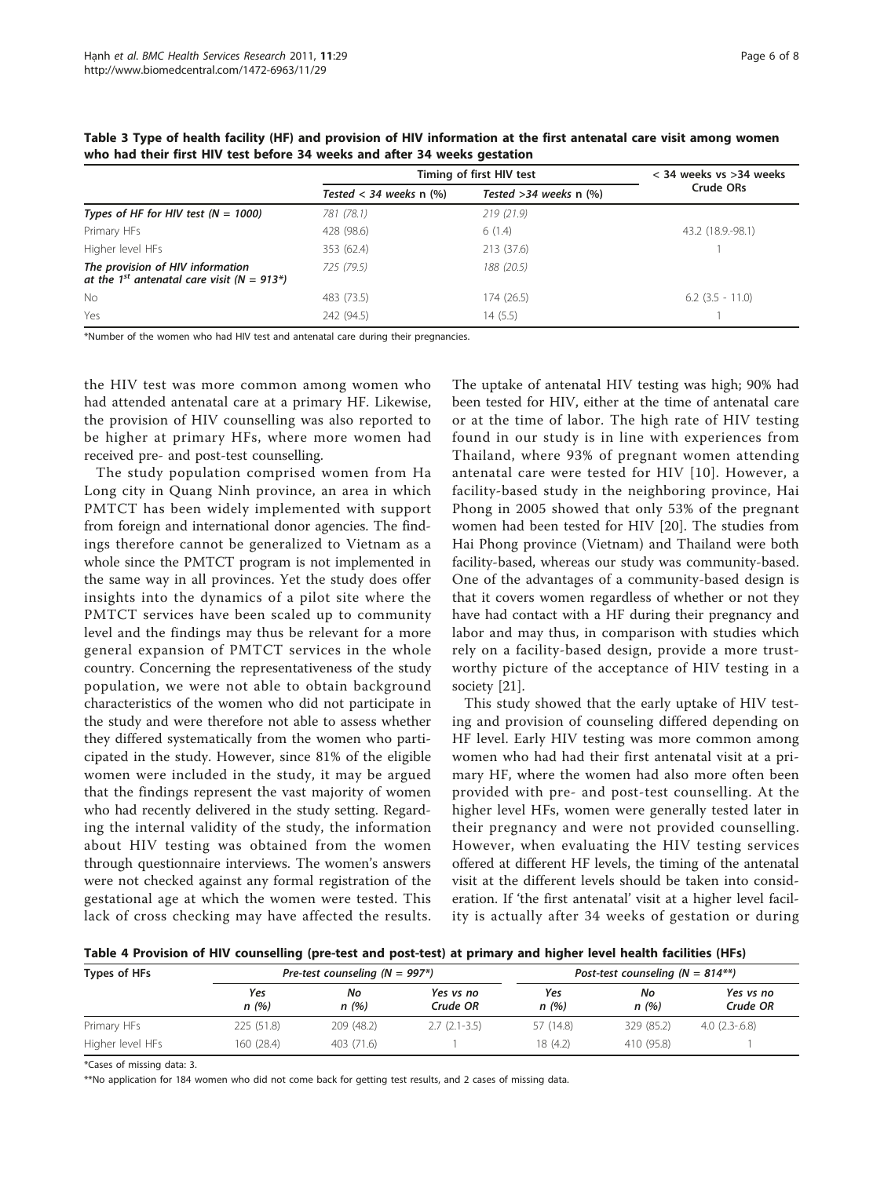**Table 3 Type of health facility (HF) and provision of HIV information at the first antenatal care visit among women who had their first HIV test before 34 weeks and after 34 weeks gestation**

| | Timing of first HIV test | | < 34 weeks vs >34 weeks Crude ORs |
|---|---|---|---|
| | Tested < 34 weeks n (%) | Tested >34 weeks n (%) | |
| *Types of HF for HIV test (N = 1000)* | *781 (78.1)* | *219 (21.9)* | |
| Primary HFs | 428 (98.6) | 6 (1.4) | 43.2 (18.9.-98.1) |
| Higher level HFs | 353 (62.4) | 213 (37.6) | 1 |
| *The provision of HIV information at the 1st antenatal care visit (N = 913*)* | *725 (79.5)* | *188 (20.5)* | |
| No | 483 (73.5) | 174 (26.5) | 6.2 (3.5 - 11.0) |
| Yes | 242 (94.5) | 14 (5.5) | 1 |

*Number of the women who had HIV test and antenatal care during their pregnancies.

the HIV test was more common among women who had attended antenatal care at a primary HF. Likewise, the provision of HIV counselling was also reported to be higher at primary HFs, where more women had received pre- and post-test counselling.

The study population comprised women from Ha Long city in Quang Ninh province, an area in which PMTCT has been widely implemented with support from foreign and international donor agencies. The findings therefore cannot be generalized to Vietnam as a whole since the PMTCT program is not implemented in the same way in all provinces. Yet the study does offer insights into the dynamics of a pilot site where the PMTCT services have been scaled up to community level and the findings may thus be relevant for a more general expansion of PMTCT services in the whole country. Concerning the representativeness of the study population, we were not able to obtain background characteristics of the women who did not participate in the study and were therefore not able to assess whether they differed systematically from the women who participated in the study. However, since 81% of the eligible women were included in the study, it may be argued that the findings represent the vast majority of women who had recently delivered in the study setting. Regarding the internal validity of the study, the information about HIV testing was obtained from the women through questionnaire interviews. The women's answers were not checked against any formal registration of the gestational age at which the women were tested. This lack of cross checking may have affected the results.

The uptake of antenatal HIV testing was high; 90% had been tested for HIV, either at the time of antenatal care or at the time of labor. The high rate of HIV testing found in our study is in line with experiences from Thailand, where 93% of pregnant women attending antenatal care were tested for HIV [10]. However, a facility-based study in the neighboring province, Hai Phong in 2005 showed that only 53% of the pregnant women had been tested for HIV [20]. The studies from Hai Phong province (Vietnam) and Thailand were both facility-based, whereas our study was community-based. One of the advantages of a community-based design is that it covers women regardless of whether or not they have had contact with a HF during their pregnancy and labor and may thus, in comparison with studies which rely on a facility-based design, provide a more trustworthy picture of the acceptance of HIV testing in a society [21].

This study showed that the early uptake of HIV testing and provision of counseling differed depending on HF level. Early HIV testing was more common among women who had had their first antenatal visit at a primary HF, where the women had also more often been provided with pre- and post-test counselling. At the higher level HFs, women were generally tested later in their pregnancy and were not provided counselling. However, when evaluating the HIV testing services offered at different HF levels, the timing of the antenatal visit at the different levels should be taken into consideration. If 'the first antenatal' visit at a higher level facility is actually after 34 weeks of gestation or during

**Table 4 Provision of HIV counselling (pre-test and post-test) at primary and higher level health facilities (HFs)**

| Types of HFs | Pre-test counseling (N = 997*) | | | Post-test counseling (N = 814**) | | |
|---|---|---|---|---|---|---|
| | Yes n (%) | No n (%) | Yes vs no Crude OR | Yes n (%) | No n (%) | Yes vs no Crude OR |
| Primary HFs | 225 (51.8) | 209 (48.2) | 2.7 (2.1-3.5) | 57 (14.8) | 329 (85.2) | 4.0 (2.3-.6.8) |
| Higher level HFs | 160 (28.4) | 403 (71.6) | 1 | 18 (4.2) | 410 (95.8) | 1 |

*Cases of missing data: 3.

**No application for 184 women who did not come back for getting test results, and 2 cases of missing data.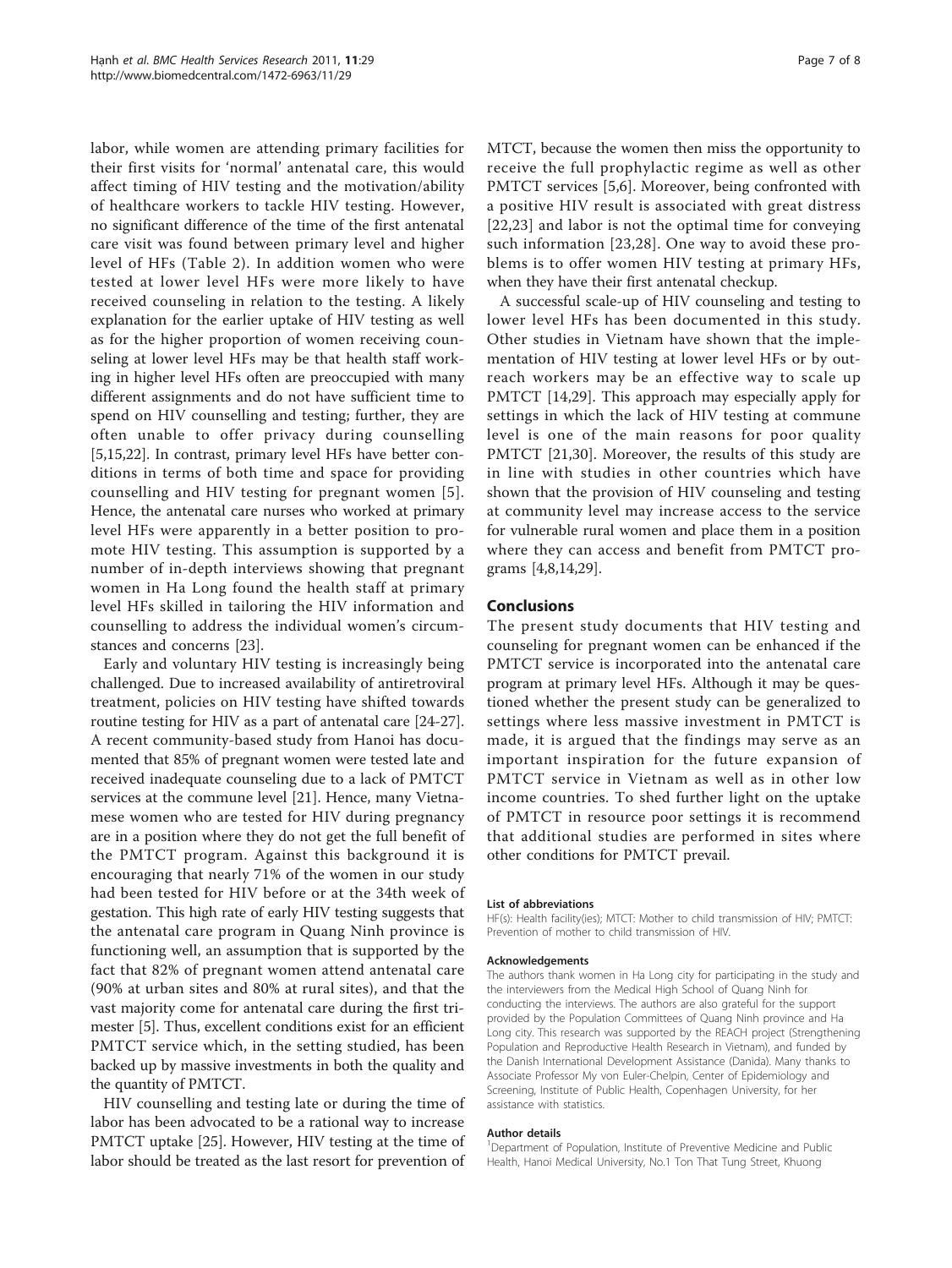labor, while women are attending primary facilities for their first visits for 'normal' antenatal care, this would affect timing of HIV testing and the motivation/ability of healthcare workers to tackle HIV testing. However, no significant difference of the time of the first antenatal care visit was found between primary level and higher level of HFs (Table 2). In addition women who were tested at lower level HFs were more likely to have received counseling in relation to the testing. A likely explanation for the earlier uptake of HIV testing as well as for the higher proportion of women receiving counseling at lower level HFs may be that health staff working in higher level HFs often are preoccupied with many different assignments and do not have sufficient time to spend on HIV counselling and testing; further, they are often unable to offer privacy during counselling [5,15,22]. In contrast, primary level HFs have better conditions in terms of both time and space for providing counselling and HIV testing for pregnant women [5]. Hence, the antenatal care nurses who worked at primary level HFs were apparently in a better position to promote HIV testing. This assumption is supported by a number of in-depth interviews showing that pregnant women in Ha Long found the health staff at primary level HFs skilled in tailoring the HIV information and counselling to address the individual women's circumstances and concerns [23].

Early and voluntary HIV testing is increasingly being challenged. Due to increased availability of antiretroviral treatment, policies on HIV testing have shifted towards routine testing for HIV as a part of antenatal care [24-27]. A recent community-based study from Hanoi has documented that 85% of pregnant women were tested late and received inadequate counseling due to a lack of PMTCT services at the commune level [21]. Hence, many Vietnamese women who are tested for HIV during pregnancy are in a position where they do not get the full benefit of the PMTCT program. Against this background it is encouraging that nearly 71% of the women in our study had been tested for HIV before or at the 34th week of gestation. This high rate of early HIV testing suggests that the antenatal care program in Quang Ninh province is functioning well, an assumption that is supported by the fact that 82% of pregnant women attend antenatal care (90% at urban sites and 80% at rural sites), and that the vast majority come for antenatal care during the first trimester [5]. Thus, excellent conditions exist for an efficient PMTCT service which, in the setting studied, has been backed up by massive investments in both the quality and the quantity of PMTCT.

HIV counselling and testing late or during the time of labor has been advocated to be a rational way to increase PMTCT uptake [25]. However, HIV testing at the time of labor should be treated as the last resort for prevention of MTCT, because the women then miss the opportunity to receive the full prophylactic regime as well as other PMTCT services [5,6]. Moreover, being confronted with a positive HIV result is associated with great distress [22,23] and labor is not the optimal time for conveying such information [23,28]. One way to avoid these problems is to offer women HIV testing at primary HFs, when they have their first antenatal checkup.

A successful scale-up of HIV counseling and testing to lower level HFs has been documented in this study. Other studies in Vietnam have shown that the implementation of HIV testing at lower level HFs or by outreach workers may be an effective way to scale up PMTCT [14,29]. This approach may especially apply for settings in which the lack of HIV testing at commune level is one of the main reasons for poor quality PMTCT [21,30]. Moreover, the results of this study are in line with studies in other countries which have shown that the provision of HIV counseling and testing at community level may increase access to the service for vulnerable rural women and place them in a position where they can access and benefit from PMTCT programs [4,8,14,29].

## Conclusions

The present study documents that HIV testing and counseling for pregnant women can be enhanced if the PMTCT service is incorporated into the antenatal care program at primary level HFs. Although it may be questioned whether the present study can be generalized to settings where less massive investment in PMTCT is made, it is argued that the findings may serve as an important inspiration for the future expansion of PMTCT service in Vietnam as well as in other low income countries. To shed further light on the uptake of PMTCT in resource poor settings it is recommend that additional studies are performed in sites where other conditions for PMTCT prevail.

#### List of abbreviations

HF(s): Health facility(ies); MTCT: Mother to child transmission of HIV; PMTCT: Prevention of mother to child transmission of HIV.

#### Acknowledgements

The authors thank women in Ha Long city for participating in the study and the interviewers from the Medical High School of Quang Ninh for conducting the interviews. The authors are also grateful for the support provided by the Population Committees of Quang Ninh province and Ha Long city. This research was supported by the REACH project (Strengthening Population and Reproductive Health Research in Vietnam), and funded by the Danish International Development Assistance (Danida). Many thanks to Associate Professor My von Euler-Chelpin, Center of Epidemiology and Screening, Institute of Public Health, Copenhagen University, for her assistance with statistics.

#### Author details

[1]Department of Population, Institute of Preventive Medicine and Public Health, Hanoi Medical University, No.1 Ton That Tung Street, Khuong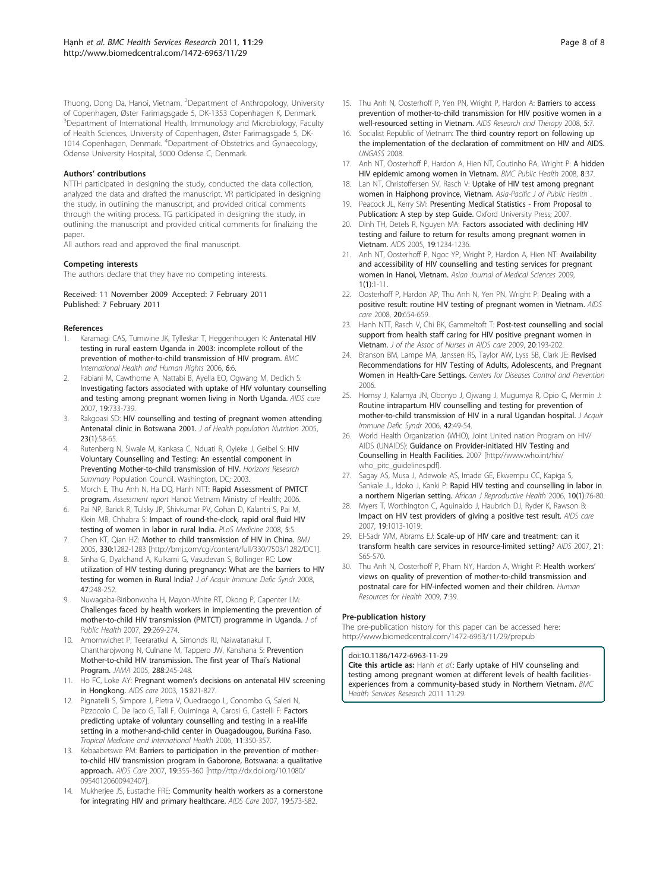Thuong, Dong Da, Hanoi, Vietnam. [2]Department of Anthropology, University of Copenhagen, Øster Farimagsgade 5, DK-1353 Copenhagen K, Denmark. [3]Department of International Health, Immunology and Microbiology, Faculty of Health Sciences, University of Copenhagen, Øster Farimagsgade 5, DK-1014 Copenhagen, Denmark. [4]Department of Obstetrics and Gynaecology, Odense University Hospital, 5000 Odense C, Denmark.

#### Authors' contributions

NTTH participated in designing the study, conducted the data collection, analyzed the data and drafted the manuscript. VR participated in designing the study, in outlining the manuscript, and provided critical comments through the writing process. TG participated in designing the study, in outlining the manuscript and provided critical comments for finalizing the paper.

All authors read and approved the final manuscript.

#### Competing interests

The authors declare that they have no competing interests.

Received: 11 November 2009 Accepted: 7 February 2011
Published: 7 February 2011

#### References

1. Karamagi CAS, Tumwine JK, Tylleskar T, Heggenhougen K: **Antenatal HIV testing in rural eastern Uganda in 2003: incomplete rollout of the prevention of mother-to-child transmission of HIV program.** *BMC International Health and Human Rights* 2006, **6**:6.
2. Fabiani M, Cawthorne A, Nattabi B, Ayella EO, Ogwang M, Declich S: **Investigating factors associated with uptake of HIV voluntary counselling and testing among pregnant women living in North Uganda.** *AIDS care* 2007, **19**:733-739.
3. Rakgoasi SD: **HIV counselling and testing of pregnant women attending Antenatal clinic in Botswana 2001.** *J of Health population Nutrition* 2005, **23(1)**:58-65.
4. Rutenberg N, Siwale M, Kankasa C, Nduati R, Oyieke J, Geibel S: **HIV Voluntary Counselling and Testing: An essential component in Preventing Mother-to-child transmission of HIV.** *Horizons Research Summary* Population Council. Washington, DC; 2003.
5. Morch E, Thu Anh N, Ha DQ, Hanh NTT: **Rapid Assessment of PMTCT program.** *Assessment report* Hanoi: Vietnam Ministry of Health; 2006.
6. Pai NP, Barick R, Tulsky JP, Shivkumar PV, Cohan D, Kalantri S, Pai M, Klein MB, Chhabra S: **Impact of round-the-clock, rapid oral fluid HIV testing of women in labor in rural India.** *PLoS Medicine* 2008, **5**:5.
7. Chen KT, Qian HZ: **Mother to child transmission of HIV in China.** *BMJ* 2005, **330**:1282-1283 [http://bmj.com/cgi/content/full/330/7503/1282/DC1].
8. Sinha G, Dyalchand A, Kulkarni G, Vasudevan S, Bollinger RC: **Low utilization of HIV testing during pregnancy: What are the barriers to HIV testing for women in Rural India?** *J of Acquir Immune Defic Syndr* 2008, **47**:248-252.
9. Nuwagaba-Biribonwoha H, Mayon-White RT, Okong P, Capenter LM: **Challenges faced by health workers in implementing the prevention of mother-to-child HIV transmission (PMTCT) programme in Uganda.** *J of Public Health* 2007, **29**:269-274.
10. Amornwichet P, Teeraratkul A, Simonds RJ, Naiwatanakul T, Chantharojwong N, Culnane M, Tappero JW, Kanshana S: **Prevention Mother-to-child HIV transmission. The first year of Thai's National Program.** *JAMA* 2005, **288**:245-248.
11. Ho FC, Loke AY: **Pregnant women's decisions on antenatal HIV screening in Hongkong.** *AIDS care* 2003, **15**:821-827.
12. Pignatelli S, Simpore J, Pietra V, Ouedraogo L, Conombo G, Saleri N, Pizzocolo C, De Iaco G, Tall F, Ouiminga A, Carosi G, Castelli F: **Factors predicting uptake of voluntary counselling and testing in a real-life setting in a mother-and-child center in Ouagadougou, Burkina Faso.** *Tropical Medicine and International Health* 2006, **11**:350-357.
13. Kebaabetswe PM: **Barriers to participation in the prevention of mother-to-child HIV transmission program in Gaborone, Botswana: a qualitative approach.** *AIDS Care* 2007, **19**:355-360 [http://ttp://dx.doi.org/10.1080/09540120600942407].
14. Mukherjee JS, Eustache FRE: **Community health workers as a cornerstone for integrating HIV and primary healthcare.** *AIDS Care* 2007, **19**:S73-S82.
15. Thu Anh N, Oosterhoff P, Yen PN, Wright P, Hardon A: **Barriers to access prevention of mother-to-child transmission for HIV positive women in a well-resourced setting in Vietnam.** *AIDS Research and Therapy* 2008, **5**:7.
16. Socialist Republic of Vietnam: **The third country report on following up the implementation of the declaration of commitment on HIV and AIDS.** *UNGASS* 2008.
17. Anh NT, Oosterhoff P, Hardon A, Hien NT, Coutinho RA, Wright P: **A hidden HIV epidemic among women in Vietnam.** *BMC Public Health* 2008, **8**:37.
18. Lan NT, Christoffersen SV, Rasch V: **Uptake of HIV test among pregnant women in Haiphong province, Vietnam.** *Asia-Pacific J of Public Health* .
19. Peacock JL, Kerry SM: **Presenting Medical Statistics - From Proposal to Publication: A step by step Guide.** Oxford University Press; 2007.
20. Dinh TH, Detels R, Nguyen MA: **Factors associated with declining HIV testing and failure to return for results among pregnant women in Vietnam.** *AIDS* 2005, **19**:1234-1236.
21. Anh NT, Oosterhoff P, Ngoc YP, Wright P, Hardon A, Hien NT: **Availability and accessibility of HIV counselling and testing services for pregnant women in Hanoi, Vietnam.** *Asian Journal of Medical Sciences* 2009, **1(1)**:1-11.
22. Oosterhoff P, Hardon AP, Thu Anh N, Yen PN, Wright P: **Dealing with a positive result: routine HIV testing of pregnant women in Vietnam.** *AIDS care* 2008, **20**:654-659.
23. Hanh NTT, Rasch V, Chi BK, Gammeltoft T: **Post-test counselling and social support from health staff caring for HIV positive pregnant women in Vietnam.** *J of the Assoc of Nurses in AIDS care* 2009, **20**:193-202.
24. Branson BM, Lampe MA, Janssen RS, Taylor AW, Lyss SB, Clark JE: **Revised Recommendations for HIV Testing of Adults, Adolescents, and Pregnant Women in Health-Care Settings.** *Centers for Diseases Control and Prevention* 2006.
25. Homsy J, Kalamya JN, Obonyo J, Ojwang J, Mugumya R, Opio C, Mermin J: **Routine intrapartum HIV counselling and testing for prevention of mother-to-child transmission of HIV in a rural Ugandan hospital.** *J Acquir Immune Defic Syndr* 2006, **42**:49-54.
26. World Health Organization (WHO), Joint United nation Program on HIV/AIDS (UNAIDS): **Guidance on Provider-initiated HIV Testing and Counselling in Health Facilities.** 2007 [http://www.who.int/hiv/who_pitc_guidelines.pdf].
27. Sagay AS, Musa J, Adewole AS, Imade GE, Ekwempu CC, Kapiga S, Sankale JL, Idoko J, Kanki P: **Rapid HIV testing and counselling in labor in a northern Nigerian setting.** *African J Reproductive Health* 2006, **10(1)**:76-80.
28. Myers T, Worthington C, Aguinaldo J, Haubrich DJ, Ryder K, Rawson B: **Impact on HIV test providers of giving a positive test result.** *AIDS care* 2007, **19**:1013-1019.
29. El-Sadr WM, Abrams EJ: **Scale-up of HIV care and treatment: can it transform health care services in resource-limited setting?** *AIDS* 2007, **21**:S65-S70.
30. Thu Anh N, Oosterhoff P, Pham NY, Hardon A, Wright P: **Health workers' views on quality of prevention of mother-to-child transmission and postnatal care for HIV-infected women and their children.** *Human Resources for Health* 2009, **7**:39.

#### Pre-publication history

The pre-publication history for this paper can be accessed here:
http://www.biomedcentral.com/1472-6963/11/29/prepub

doi:10.1186/1472-6963-11-29

**Cite this article as:** Hạnh *et al.*: Early uptake of HIV counseling and testing among pregnant women at different levels of health facilities-experiences from a community-based study in Northern Vietnam. *BMC Health Services Research* 2011 **11**:29.